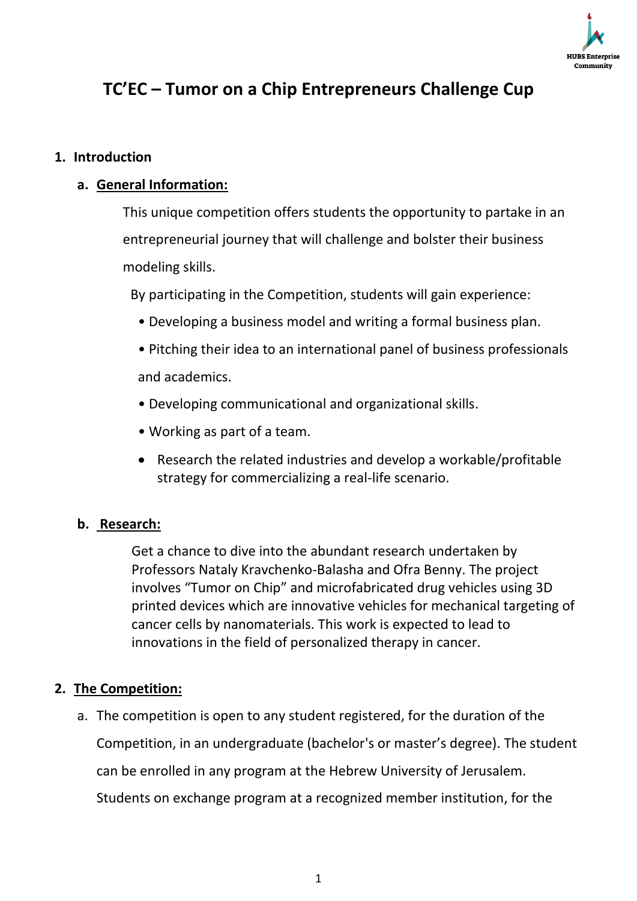# TC'EC – Tumor on a Chip Entrepreneurs Challenge Cup

## 1. Introduction

### a. General Information:

This unique competition offers students the opportunity to partake in an entrepreneurial journey that will challenge and bolster their business modeling skills.

By participating in the Competition, students will gain experience:

- Developing a business model and writing a formal business plan.
- Pitching their idea to an international panel of business professionals and academics.
- Developing communicational and organizational skills.
- Working as part of a team.
- Research the related industries and develop a workable/profitable strategy for commercializing a real-life scenario.

### b. Research:

Get a chance to dive into the abundant research undertaken by Professors Nataly Kravchenko-Balasha and Ofra Benny. The project involves "Tumor on Chip" and microfabricated drug vehicles using 3D printed devices which are innovative vehicles for mechanical targeting of cancer cells by nanomaterials. This work is expected to lead to innovations in the field of personalized therapy in cancer.

## 2. The Competition:

a. The competition is open to any student registered, for the duration of the Competition, in an undergraduate (bachelor's or master's degree). The student can be enrolled in any program at the Hebrew University of Jerusalem. Students on exchange program at a recognized member institution, for the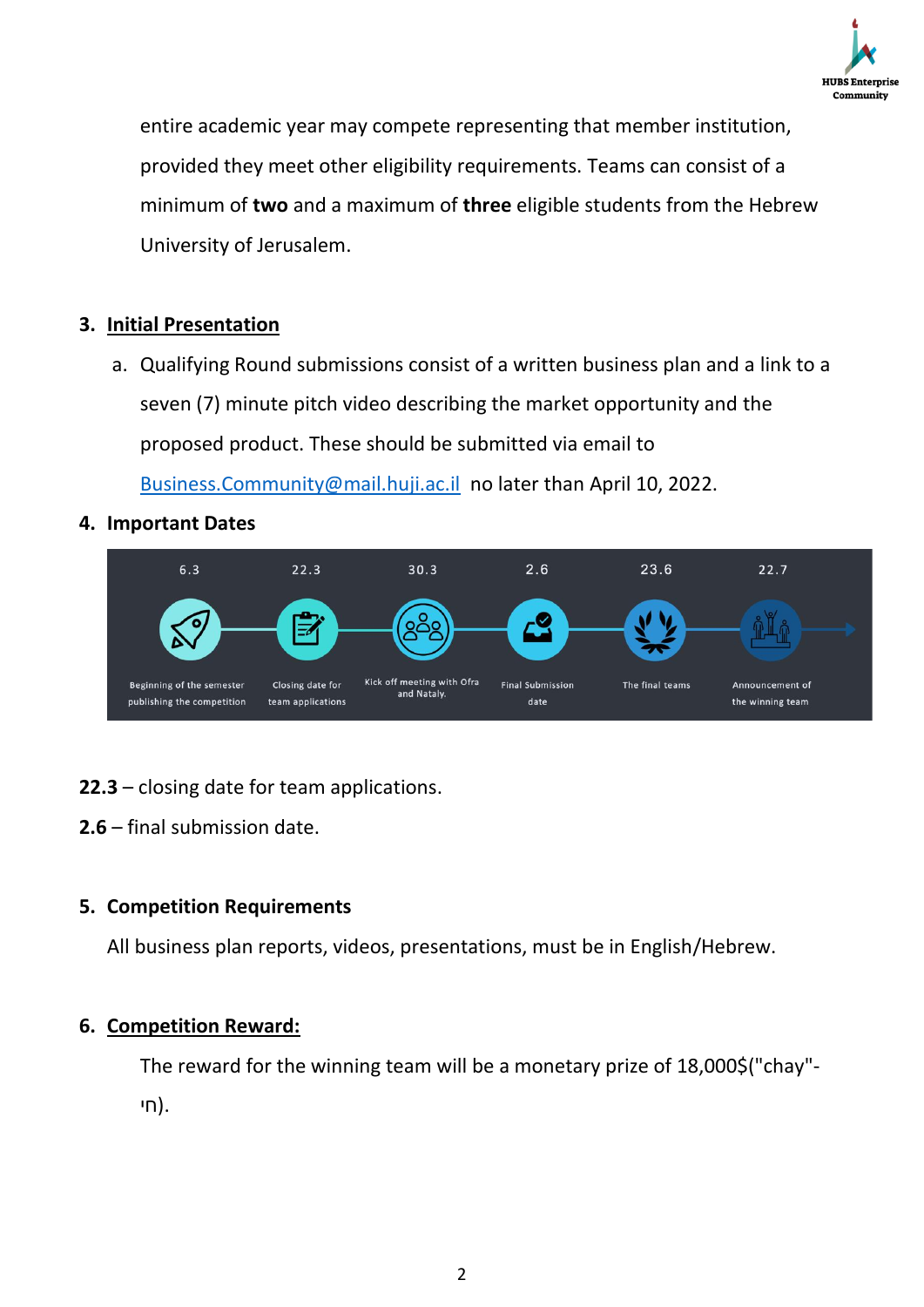entire academic year may compete representing that member institution, provided they meet other eligibility requirements. Teams can consist of a minimum of **two** and a maximum of **three** eligible students from the Hebrew University of Jerusalem.

3. **Initial Presentation**

   a. Qualifying Round submissions consist of a written business plan and a link to a seven (7) minute pitch video describing the market opportunity and the proposed product. These should be submitted via email to Business.Community@mail.huji.ac.il no later than April 10, 2022.

4. **Important Dates**

| 6.3 | 22.3 | 30.3 | 2.6 | 23.6 | 22.7 |
|---|---|---|---|---|---|
| Beginning of the semester publishing the competition | Closing date for team applications | Kick off meeting with Ofra and Nataly. | Final Submission date | The final teams | Announcement of the winning team |

**22.3** – closing date for team applications.

**2.6** – final submission date.

5. **Competition Requirements**

All business plan reports, videos, presentations, must be in English/Hebrew.

6. **Competition Reward:**

   The reward for the winning team will be a monetary prize of 18,000$("chay"-חי).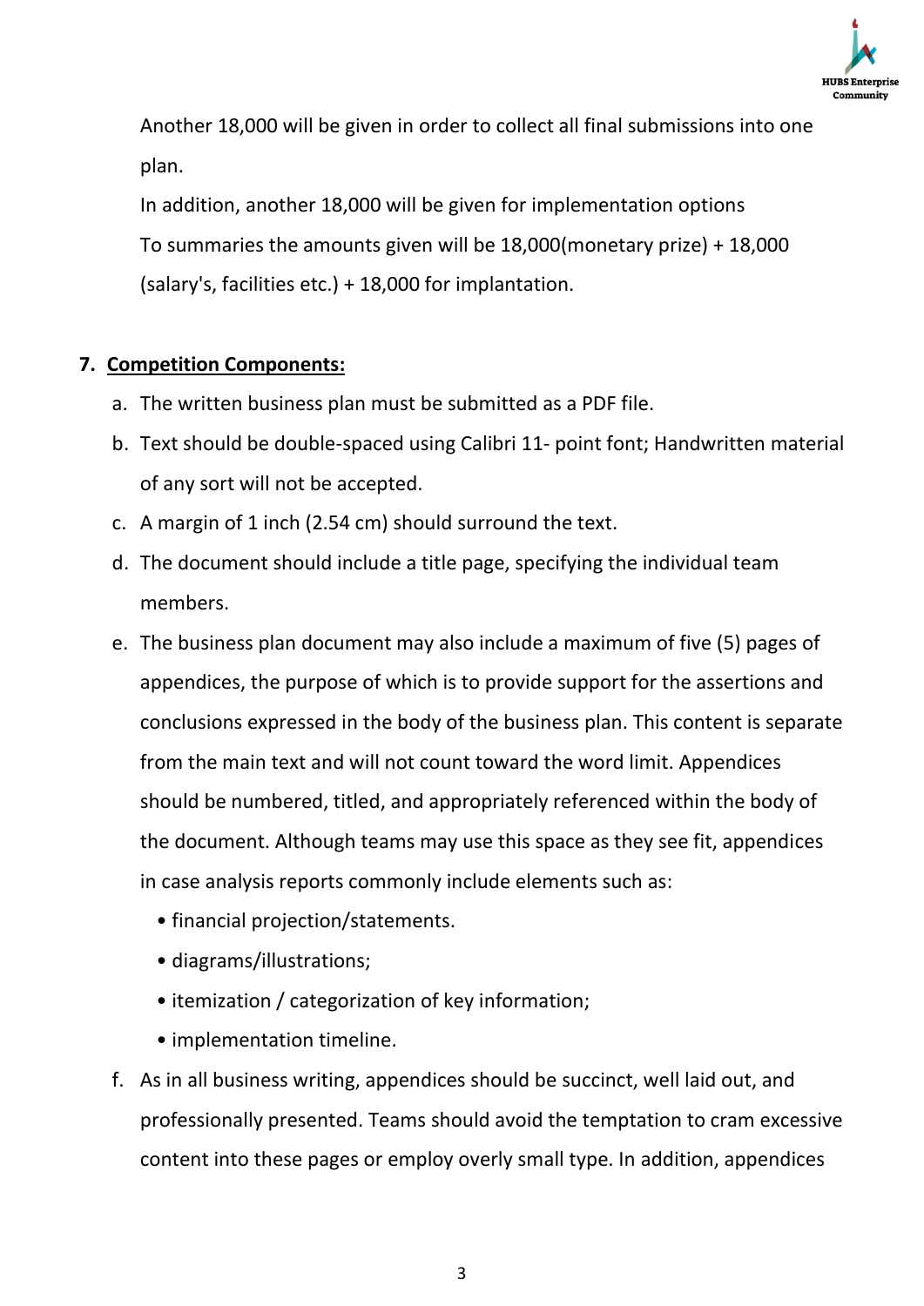Another 18,000 will be given in order to collect all final submissions into one plan.

In addition, another 18,000 will be given for implementation options

To summaries the amounts given will be 18,000(monetary prize) + 18,000 (salary's, facilities etc.) + 18,000 for implantation.

## 7. Competition Components:

a. The written business plan must be submitted as a PDF file.

b. Text should be double-spaced using Calibri 11- point font; Handwritten material of any sort will not be accepted.

c. A margin of 1 inch (2.54 cm) should surround the text.

d. The document should include a title page, specifying the individual team members.

e. The business plan document may also include a maximum of five (5) pages of appendices, the purpose of which is to provide support for the assertions and conclusions expressed in the body of the business plan. This content is separate from the main text and will not count toward the word limit. Appendices should be numbered, titled, and appropriately referenced within the body of the document. Although teams may use this space as they see fit, appendices in case analysis reports commonly include elements such as:

- financial projection/statements.
- diagrams/illustrations;
- itemization / categorization of key information;
- implementation timeline.

f. As in all business writing, appendices should be succinct, well laid out, and professionally presented. Teams should avoid the temptation to cram excessive content into these pages or employ overly small type. In addition, appendices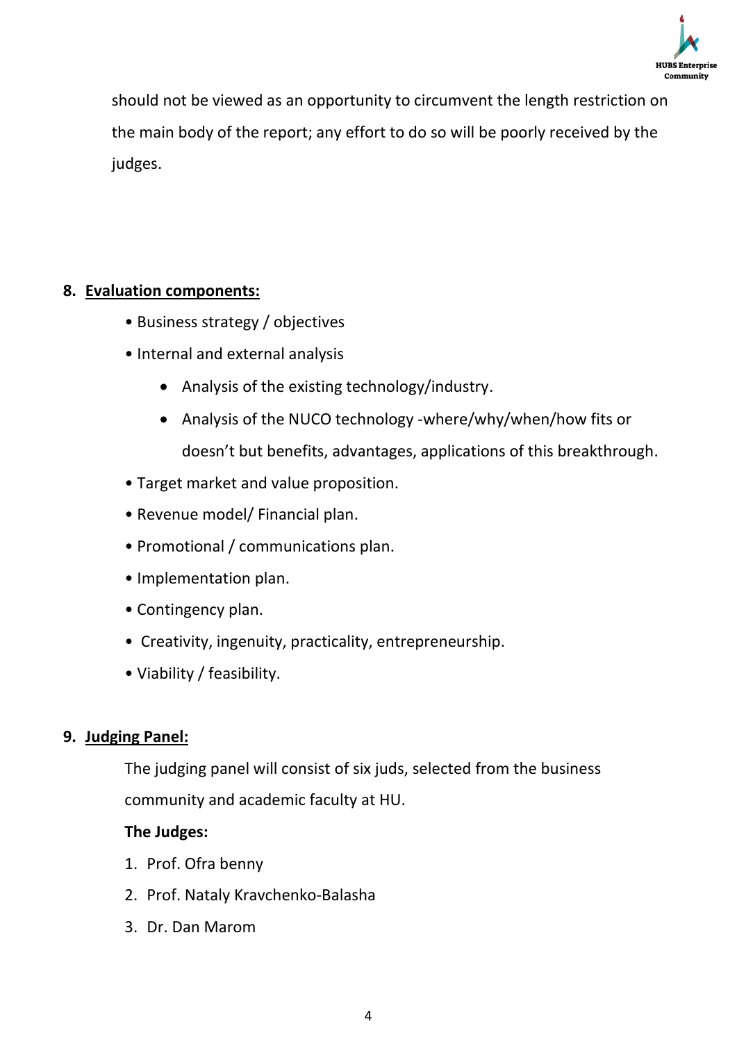should not be viewed as an opportunity to circumvent the length restriction on the main body of the report; any effort to do so will be poorly received by the judges.

## 8. Evaluation components:

- Business strategy / objectives
- Internal and external analysis
  - Analysis of the existing technology/industry.
  - Analysis of the NUCO technology -where/why/when/how fits or doesn't but benefits, advantages, applications of this breakthrough.
- Target market and value proposition.
- Revenue model/ Financial plan.
- Promotional / communications plan.
- Implementation plan.
- Contingency plan.
- Creativity, ingenuity, practicality, entrepreneurship.
- Viability / feasibility.

## 9. Judging Panel:

The judging panel will consist of six juds, selected from the business community and academic faculty at HU.

**The Judges:**

1. Prof. Ofra benny
2. Prof. Nataly Kravchenko-Balasha
3. Dr. Dan Marom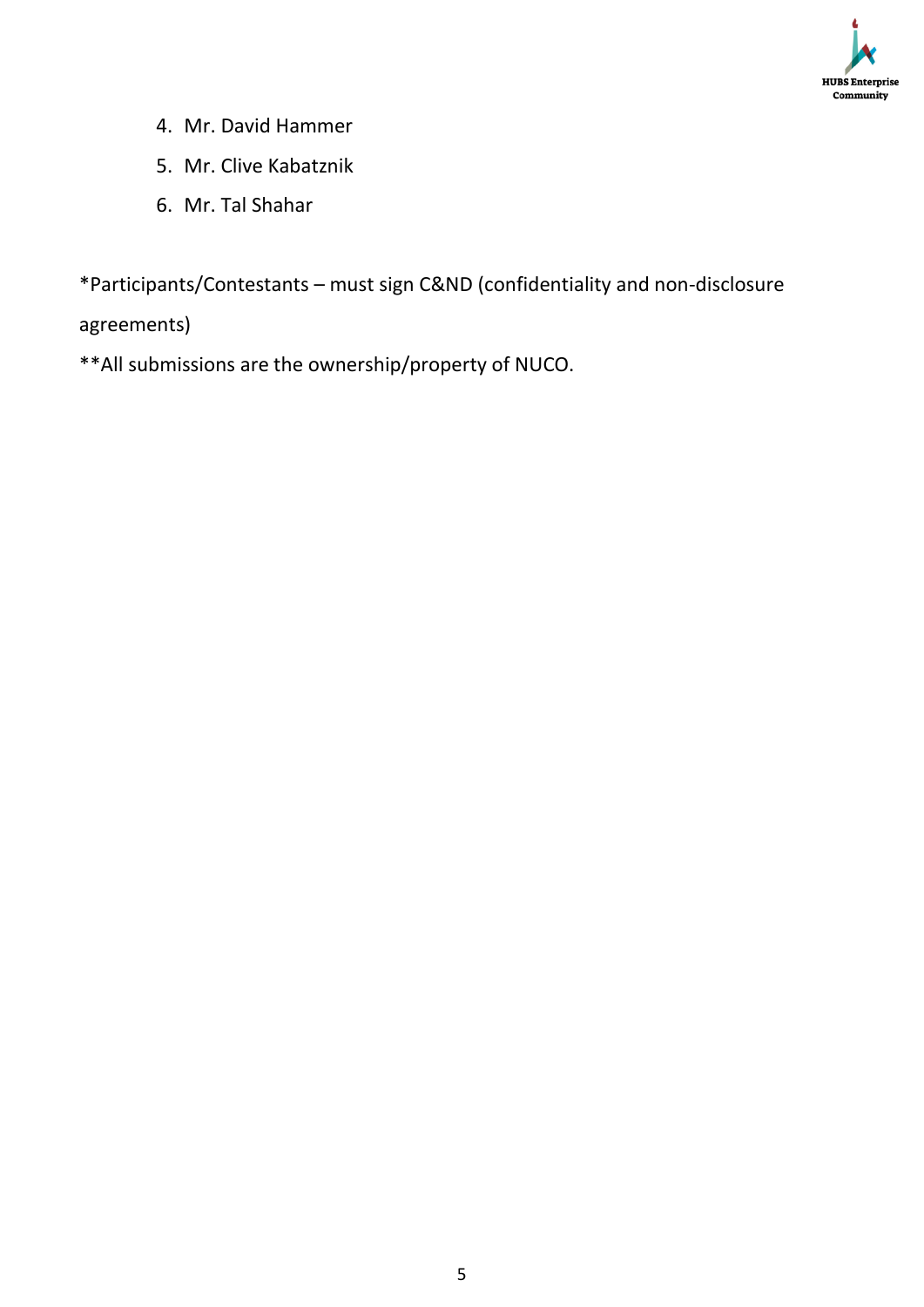4. Mr. David Hammer
5. Mr. Clive Kabatznik
6. Mr. Tal Shahar

*Participants/Contestants – must sign C&ND (confidentiality and non-disclosure agreements)

**All submissions are the ownership/property of NUCO.